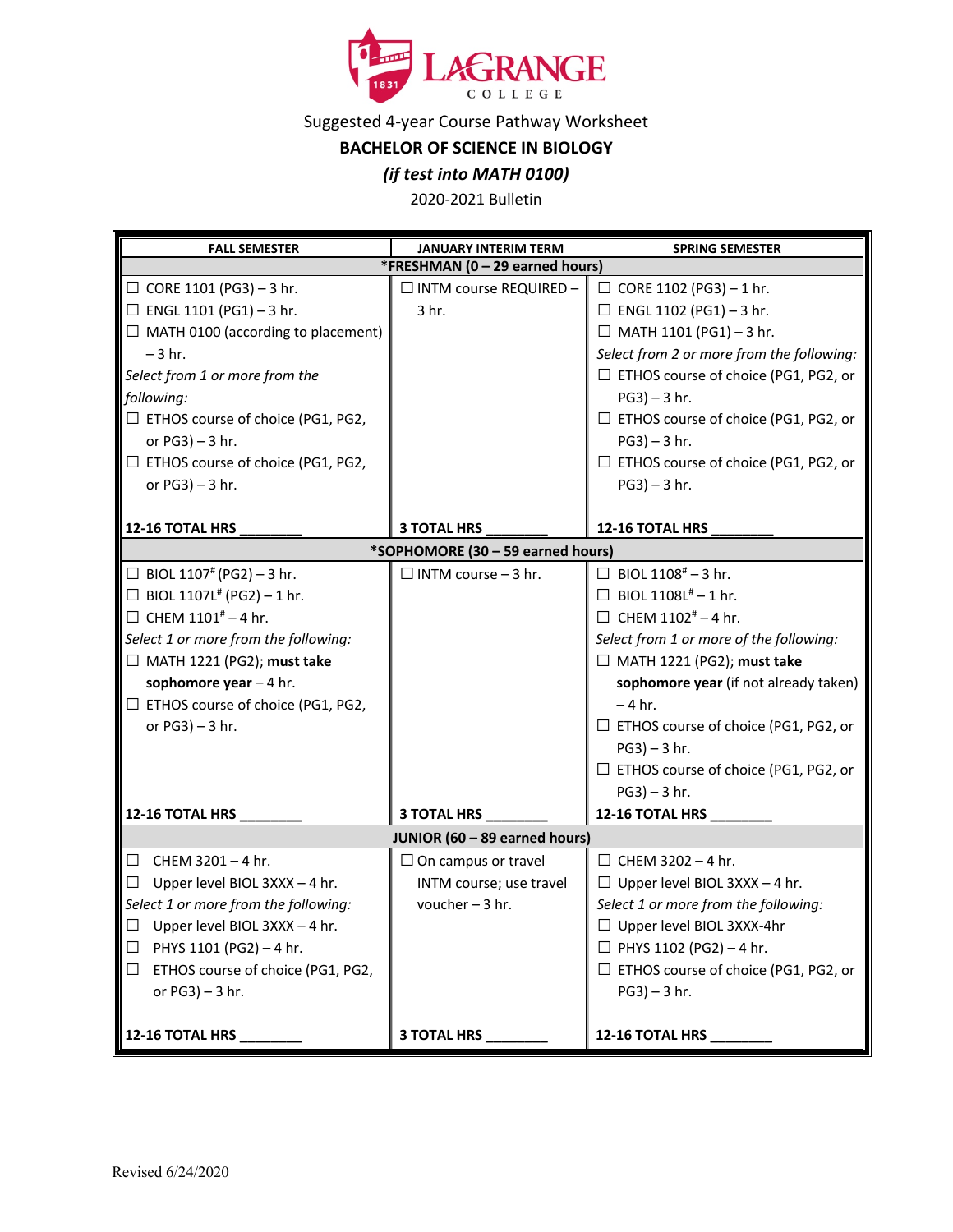# LaGrange College

Suggested 4-year Course Pathway Worksheet

**BACHELOR OF SCIENCE IN BIOLOGY**

***(if test into MATH 0100)***

2020-2021 Bulletin

| FALL SEMESTER | JANUARY INTERIM TERM | SPRING SEMESTER |
|---|---|---|
| ***FRESHMAN (0 – 29 earned hours)** | | |
| ☐ CORE 1101 (PG3) – 3 hr.<br>☐ ENGL 1101 (PG1) – 3 hr.<br>☐ MATH 0100 (according to placement) – 3 hr.<br>*Select from 1 or more from the following:*<br>☐ ETHOS course of choice (PG1, PG2, or PG3) – 3 hr.<br>☐ ETHOS course of choice (PG1, PG2, or PG3) – 3 hr. | ☐ INTM course REQUIRED – 3 hr. | ☐ CORE 1102 (PG3) – 1 hr.<br>☐ ENGL 1102 (PG1) – 3 hr.<br>☐ MATH 1101 (PG1) – 3 hr.<br>*Select from 2 or more from the following:*<br>☐ ETHOS course of choice (PG1, PG2, or PG3) – 3 hr.<br>☐ ETHOS course of choice (PG1, PG2, or PG3) – 3 hr.<br>☐ ETHOS course of choice (PG1, PG2, or PG3) – 3 hr. |
| **12-16 TOTAL HRS ________** | **3 TOTAL HRS ________** | **12-16 TOTAL HRS ________** |
| ***SOPHOMORE (30 – 59 earned hours)** | | |
| ☐ BIOL 1107# (PG2) – 3 hr.<br>☐ BIOL 1107L# (PG2) – 1 hr.<br>☐ CHEM 1101# – 4 hr.<br>*Select 1 or more from the following:*<br>☐ MATH 1221 (PG2); **must take sophomore year** – 4 hr.<br>☐ ETHOS course of choice (PG1, PG2, or PG3) – 3 hr. | ☐ INTM course – 3 hr. | ☐ BIOL 1108# – 3 hr.<br>☐ BIOL 1108L# – 1 hr.<br>☐ CHEM 1102# – 4 hr.<br>*Select from 1 or more of the following:*<br>☐ MATH 1221 (PG2); **must take sophomore year** (if not already taken) – 4 hr.<br>☐ ETHOS course of choice (PG1, PG2, or PG3) – 3 hr.<br>☐ ETHOS course of choice (PG1, PG2, or PG3) – 3 hr. |
| **12-16 TOTAL HRS ________** | **3 TOTAL HRS ________** | **12-16 TOTAL HRS ________** |
| **JUNIOR (60 – 89 earned hours)** | | |
| ☐ CHEM 3201 – 4 hr.<br>☐ Upper level BIOL 3XXX – 4 hr.<br>*Select 1 or more from the following:*<br>☐ Upper level BIOL 3XXX – 4 hr.<br>☐ PHYS 1101 (PG2) – 4 hr.<br>☐ ETHOS course of choice (PG1, PG2, or PG3) – 3 hr. | ☐ On campus or travel INTM course; use travel voucher – 3 hr. | ☐ CHEM 3202 – 4 hr.<br>☐ Upper level BIOL 3XXX – 4 hr.<br>*Select 1 or more from the following:*<br>☐ Upper level BIOL 3XXX-4hr<br>☐ PHYS 1102 (PG2) – 4 hr.<br>☐ ETHOS course of choice (PG1, PG2, or PG3) – 3 hr. |
| **12-16 TOTAL HRS ________** | **3 TOTAL HRS ________** | **12-16 TOTAL HRS ________** |

Revised 6/24/2020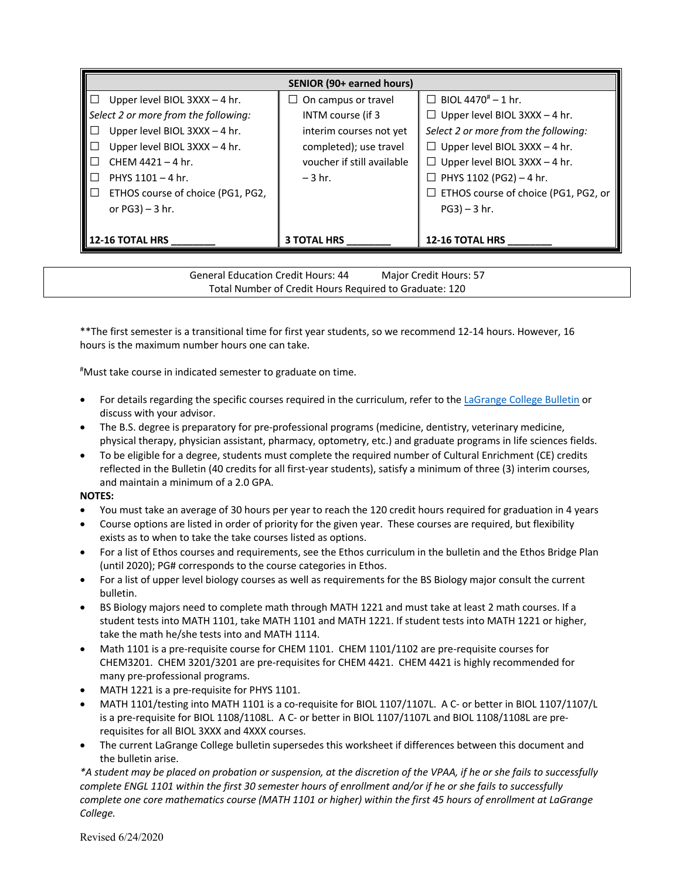| SENIOR (90+ earned hours) | | |
|---|---|---|
| ☐ Upper level BIOL 3XXX – 4 hr.<br>*Select 2 or more from the following:*<br>☐ Upper level BIOL 3XXX – 4 hr.<br>☐ Upper level BIOL 3XXX – 4 hr.<br>☐ CHEM 4421 – 4 hr.<br>☐ PHYS 1101 – 4 hr.<br>☐ ETHOS course of choice (PG1, PG2, or PG3) – 3 hr. | ☐ On campus or travel INTM course (if 3 interim courses not yet completed); use travel voucher if still available – 3 hr. | ☐ BIOL 4470# – 1 hr.<br>☐ Upper level BIOL 3XXX – 4 hr.<br>*Select 2 or more from the following:*<br>☐ Upper level BIOL 3XXX – 4 hr.<br>☐ Upper level BIOL 3XXX – 4 hr.<br>☐ PHYS 1102 (PG2) – 4 hr.<br>☐ ETHOS course of choice (PG1, PG2, or PG3) – 3 hr. |
| **12-16 TOTAL HRS ________** | **3 TOTAL HRS ________** | **12-16 TOTAL HRS ________** |

General Education Credit Hours: 44 Major Credit Hours: 57
Total Number of Credit Hours Required to Graduate: 120

**The first semester is a transitional time for first year students, so we recommend 12-14 hours. However, 16 hours is the maximum number hours one can take.

#Must take course in indicated semester to graduate on time.

- For details regarding the specific courses required in the curriculum, refer to the LaGrange College Bulletin or discuss with your advisor.
- The B.S. degree is preparatory for pre-professional programs (medicine, dentistry, veterinary medicine, physical therapy, physician assistant, pharmacy, optometry, etc.) and graduate programs in life sciences fields.
- To be eligible for a degree, students must complete the required number of Cultural Enrichment (CE) credits reflected in the Bulletin (40 credits for all first-year students), satisfy a minimum of three (3) interim courses, and maintain a minimum of a 2.0 GPA.

**NOTES:**

- You must take an average of 30 hours per year to reach the 120 credit hours required for graduation in 4 years
- Course options are listed in order of priority for the given year. These courses are required, but flexibility exists as to when to take the take courses listed as options.
- For a list of Ethos courses and requirements, see the Ethos curriculum in the bulletin and the Ethos Bridge Plan (until 2020); PG# corresponds to the course categories in Ethos.
- For a list of upper level biology courses as well as requirements for the BS Biology major consult the current bulletin.
- BS Biology majors need to complete math through MATH 1221 and must take at least 2 math courses. If a student tests into MATH 1101, take MATH 1101 and MATH 1221. If student tests into MATH 1221 or higher, take the math he/she tests into and MATH 1114.
- Math 1101 is a pre-requisite course for CHEM 1101. CHEM 1101/1102 are pre-requisite courses for CHEM3201. CHEM 3201/3201 are pre-requisites for CHEM 4421. CHEM 4421 is highly recommended for many pre-professional programs.
- MATH 1221 is a pre-requisite for PHYS 1101.
- MATH 1101/testing into MATH 1101 is a co-requisite for BIOL 1107/1107L. A C- or better in BIOL 1107/1107/L is a pre-requisite for BIOL 1108/1108L. A C- or better in BIOL 1107/1107L and BIOL 1108/1108L are pre-requisites for all BIOL 3XXX and 4XXX courses.
- The current LaGrange College bulletin supersedes this worksheet if differences between this document and the bulletin arise.

*\*A student may be placed on probation or suspension, at the discretion of the VPAA, if he or she fails to successfully complete ENGL 1101 within the first 30 semester hours of enrollment and/or if he or she fails to successfully complete one core mathematics course (MATH 1101 or higher) within the first 45 hours of enrollment at LaGrange College.*

Revised 6/24/2020